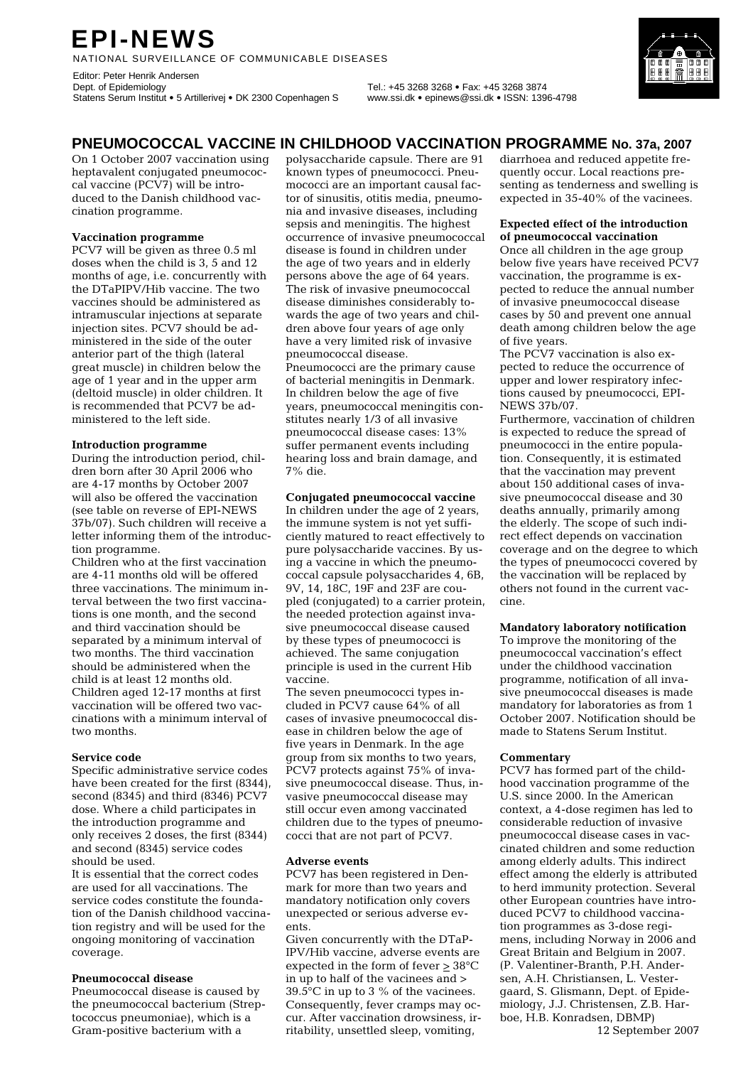# EPI-NEWS

NATIONAL SURVEILLANCE OF COMMUNICABLE DISEASES

Editor: Peter Henrik Andersen
Dept. of Epidemiology
Statens Serum Institut • 5 Artillerivej • DK 2300 Copenhagen S

Tel.: +45 3268 3268 • Fax: +45 3268 3874
www.ssi.dk • epinews@ssi.dk • ISSN: 1396-4798

## PNEUMOCOCCAL VACCINE IN CHILDHOOD VACCINATION PROGRAMME No. 37a, 2007

On 1 October 2007 vaccination using heptavalent conjugated pneumococcal vaccine (PCV7) will be introduced to the Danish childhood vaccination programme.

**Vaccination programme**

PCV7 will be given as three 0.5 ml doses when the child is 3, 5 and 12 months of age, i.e. concurrently with the DTaPIPV/Hib vaccine. The two vaccines should be administered as intramuscular injections at separate injection sites. PCV7 should be administered in the side of the outer anterior part of the thigh (lateral great muscle) in children below the age of 1 year and in the upper arm (deltoid muscle) in older children. It is recommended that PCV7 be administered to the left side.

**Introduction programme**

During the introduction period, children born after 30 April 2006 who are 4-17 months by October 2007 will also be offered the vaccination (see table on reverse of EPI-NEWS 37b/07). Such children will receive a letter informing them of the introduction programme.

Children who at the first vaccination are 4-11 months old will be offered three vaccinations. The minimum interval between the two first vaccinations is one month, and the second and third vaccination should be separated by a minimum interval of two months. The third vaccination should be administered when the child is at least 12 months old. Children aged 12-17 months at first vaccination will be offered two vaccinations with a minimum interval of two months.

**Service code**

Specific administrative service codes have been created for the first (8344), second (8345) and third (8346) PCV7 dose. Where a child participates in the introduction programme and only receives 2 doses, the first (8344) and second (8345) service codes should be used.

It is essential that the correct codes are used for all vaccinations. The service codes constitute the foundation of the Danish childhood vaccination registry and will be used for the ongoing monitoring of vaccination coverage.

**Pneumococcal disease**

Pneumococcal disease is caused by the pneumococcal bacterium (Streptococcus pneumoniae), which is a Gram-positive bacterium with a polysaccharide capsule. There are 91 known types of pneumococci. Pneumococci are an important causal factor of sinusitis, otitis media, pneumonia and invasive diseases, including sepsis and meningitis. The highest occurrence of invasive pneumococcal disease is found in children under the age of two years and in elderly persons above the age of 64 years. The risk of invasive pneumococcal disease diminishes considerably towards the age of two years and children above four years of age only have a very limited risk of invasive pneumococcal disease.

Pneumococci are the primary cause of bacterial meningitis in Denmark. In children below the age of five years, pneumococcal meningitis constitutes nearly 1/3 of all invasive pneumococcal disease cases: 13% suffer permanent events including hearing loss and brain damage, and 7% die.

**Conjugated pneumococcal vaccine**

In children under the age of 2 years, the immune system is not yet sufficiently matured to react effectively to pure polysaccharide vaccines. By using a vaccine in which the pneumococcal capsule polysaccharides 4, 6B, 9V, 14, 18C, 19F and 23F are coupled (conjugated) to a carrier protein, the needed protection against invasive pneumococcal disease caused by these types of pneumococci is achieved. The same conjugation principle is used in the current Hib vaccine.

The seven pneumococci types included in PCV7 cause 64% of all cases of invasive pneumococcal disease in children below the age of five years in Denmark. In the age group from six months to two years, PCV7 protects against 75% of invasive pneumococcal disease. Thus, invasive pneumococcal disease may still occur even among vaccinated children due to the types of pneumococci that are not part of PCV7.

**Adverse events**

PCV7 has been registered in Denmark for more than two years and mandatory notification only covers unexpected or serious adverse events.

Given concurrently with the DTaP-IPV/Hib vaccine, adverse events are expected in the form of fever $\geq$ 38°C in up to half of the vacinees and > 39.5°C in up to 3 % of the vacinees. Consequently, fever cramps may occur. After vaccination drowsiness, irritability, unsettled sleep, vomiting, diarrhoea and reduced appetite frequently occur. Local reactions presenting as tenderness and swelling is expected in 35-40% of the vacinees.

**Expected effect of the introduction of pneumococcal vaccination**

Once all children in the age group below five years have received PCV7 vaccination, the programme is expected to reduce the annual number of invasive pneumococcal disease cases by 50 and prevent one annual death among children below the age of five years.

The PCV7 vaccination is also expected to reduce the occurrence of upper and lower respiratory infections caused by pneumococci, EPI-NEWS 37b/07.

Furthermore, vaccination of children is expected to reduce the spread of pneumococci in the entire population. Consequently, it is estimated that the vaccination may prevent about 150 additional cases of invasive pneumococcal disease and 30 deaths annually, primarily among the elderly. The scope of such indirect effect depends on vaccination coverage and on the degree to which the types of pneumococci covered by the vaccination will be replaced by others not found in the current vaccine.

**Mandatory laboratory notification**

To improve the monitoring of the pneumococcal vaccination's effect under the childhood vaccination programme, notification of all invasive pneumococcal diseases is made mandatory for laboratories as from 1 October 2007. Notification should be made to Statens Serum Institut.

**Commentary**

PCV7 has formed part of the childhood vaccination programme of the U.S. since 2000. In the American context, a 4-dose regimen has led to considerable reduction of invasive pneumococcal disease cases in vaccinated children and some reduction among elderly adults. This indirect effect among the elderly is attributed to herd immunity protection. Several other European countries have introduced PCV7 to childhood vaccination programmes as 3-dose regimens, including Norway in 2006 and Great Britain and Belgium in 2007.

(P. Valentiner-Branth, P.H. Andersen, A.H. Christiansen, L. Vestergaard, S. Glismann, Dept. of Epidemiology, J.J. Christensen, Z.B. Harboe, H.B. Konradsen, DBMP)

12 September 2007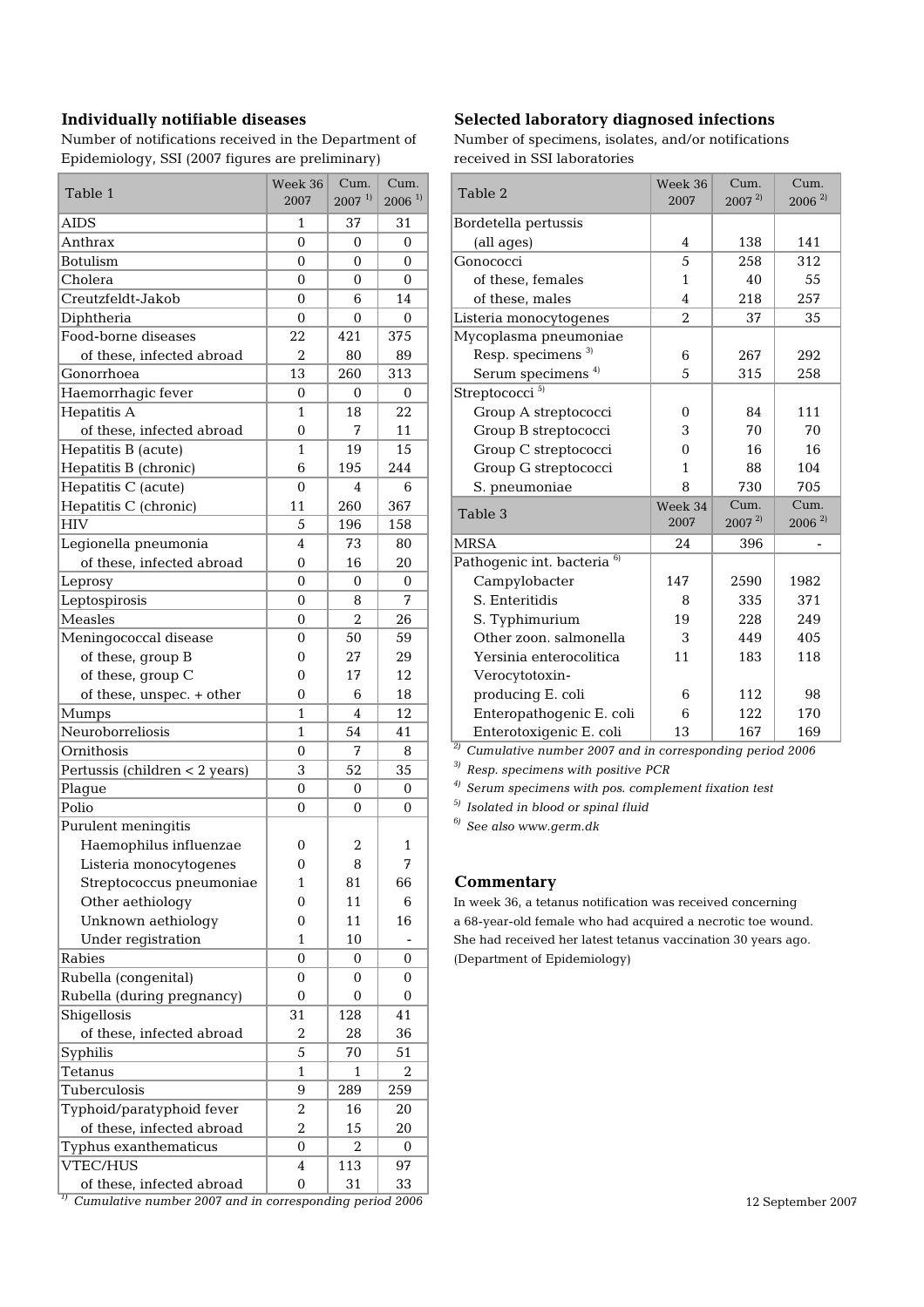### Individually notifiable diseases

Number of notifications received in the Department of Epidemiology, SSI (2007 figures are preliminary)

| Table 1 | Week 36 2007 | Cum. 2007 [1)] | Cum. 2006 [1)] |
|---|---|---|---|
| AIDS | 1 | 37 | 31 |
| Anthrax | 0 | 0 | 0 |
| Botulism | 0 | 0 | 0 |
| Cholera | 0 | 0 | 0 |
| Creutzfeldt-Jakob | 0 | 6 | 14 |
| Diphtheria | 0 | 0 | 0 |
| Food-borne diseases | 22 | 421 | 375 |
| of these, infected abroad | 2 | 80 | 89 |
| Gonorrhoea | 13 | 260 | 313 |
| Haemorrhagic fever | 0 | 0 | 0 |
| Hepatitis A | 1 | 18 | 22 |
| of these, infected abroad | 0 | 7 | 11 |
| Hepatitis B (acute) | 1 | 19 | 15 |
| Hepatitis B (chronic) | 6 | 195 | 244 |
| Hepatitis C (acute) | 0 | 4 | 6 |
| Hepatitis C (chronic) | 11 | 260 | 367 |
| HIV | 5 | 196 | 158 |
| Legionella pneumonia | 4 | 73 | 80 |
| of these, infected abroad | 0 | 16 | 20 |
| Leprosy | 0 | 0 | 0 |
| Leptospirosis | 0 | 8 | 7 |
| Measles | 0 | 2 | 26 |
| Meningococcal disease | 0 | 50 | 59 |
| of these, group B | 0 | 27 | 29 |
| of these, group C | 0 | 17 | 12 |
| of these, unspec. + other | 0 | 6 | 18 |
| Mumps | 1 | 4 | 12 |
| Neuroborreliosis | 1 | 54 | 41 |
| Ornithosis | 0 | 7 | 8 |
| Pertussis (children < 2 years) | 3 | 52 | 35 |
| Plague | 0 | 0 | 0 |
| Polio | 0 | 0 | 0 |
| Purulent meningitis | | | |
| Haemophilus influenzae | 0 | 2 | 1 |
| Listeria monocytogenes | 0 | 8 | 7 |
| Streptococcus pneumoniae | 1 | 81 | 66 |
| Other aethiology | 0 | 11 | 6 |
| Unknown aethiology | 0 | 11 | 16 |
| Under registration | 1 | 10 | - |
| Rabies | 0 | 0 | 0 |
| Rubella (congenital) | 0 | 0 | 0 |
| Rubella (during pregnancy) | 0 | 0 | 0 |
| Shigellosis | 31 | 128 | 41 |
| of these, infected abroad | 2 | 28 | 36 |
| Syphilis | 5 | 70 | 51 |
| Tetanus | 1 | 1 | 2 |
| Tuberculosis | 9 | 289 | 259 |
| Typhoid/paratyphoid fever | 2 | 16 | 20 |
| of these, infected abroad | 2 | 15 | 20 |
| Typhus exanthematicus | 0 | 2 | 0 |
| VTEC/HUS | 4 | 113 | 97 |
| of these, infected abroad | 0 | 31 | 33 |

*[1)] Cumulative number 2007 and in corresponding period 2006*

### Selected laboratory diagnosed infections

Number of specimens, isolates, and/or notifications received in SSI laboratories

| Table 2 | Week 36 2007 | Cum. 2007 [2)] | Cum. 2006 [2)] |
|---|---|---|---|
| Bordetella pertussis | | | |
| (all ages) | 4 | 138 | 141 |
| Gonococci | 5 | 258 | 312 |
| of these, females | 1 | 40 | 55 |
| of these, males | 4 | 218 | 257 |
| Listeria monocytogenes | 2 | 37 | 35 |
| Mycoplasma pneumoniae | | | |
| Resp. specimens [3)] | 6 | 267 | 292 |
| Serum specimens [4)] | 5 | 315 | 258 |
| Streptococci [5)] | | | |
| Group A streptococci | 0 | 84 | 111 |
| Group B streptococci | 3 | 70 | 70 |
| Group C streptococci | 0 | 16 | 16 |
| Group G streptococci | 1 | 88 | 104 |
| S. pneumoniae | 8 | 730 | 705 |

| Table 3 | Week 34 2007 | Cum. 2007 [2)] | Cum. 2006 [2)] |
|---|---|---|---|
| MRSA | 24 | 396 | - |
| Pathogenic int. bacteria [6)] | | | |
| Campylobacter | 147 | 2590 | 1982 |
| S. Enteritidis | 8 | 335 | 371 |
| S. Typhimurium | 19 | 228 | 249 |
| Other zoon. salmonella | 3 | 449 | 405 |
| Yersinia enterocolitica | 11 | 183 | 118 |
| Verocytotoxin-producing E. coli | 6 | 112 | 98 |
| Enteropathogenic E. coli | 6 | 122 | 170 |
| Enterotoxigenic E. coli | 13 | 167 | 169 |

*[2)] Cumulative number 2007 and in corresponding period 2006*
*[3)] Resp. specimens with positive PCR*
*[4)] Serum specimens with pos. complement fixation test*
*[5)] Isolated in blood or spinal fluid*
*[6)] See also www.germ.dk*

### Commentary

In week 36, a tetanus notification was received concerning a 68-year-old female who had acquired a necrotic toe wound. She had received her latest tetanus vaccination 30 years ago. (Department of Epidemiology)

12 September 2007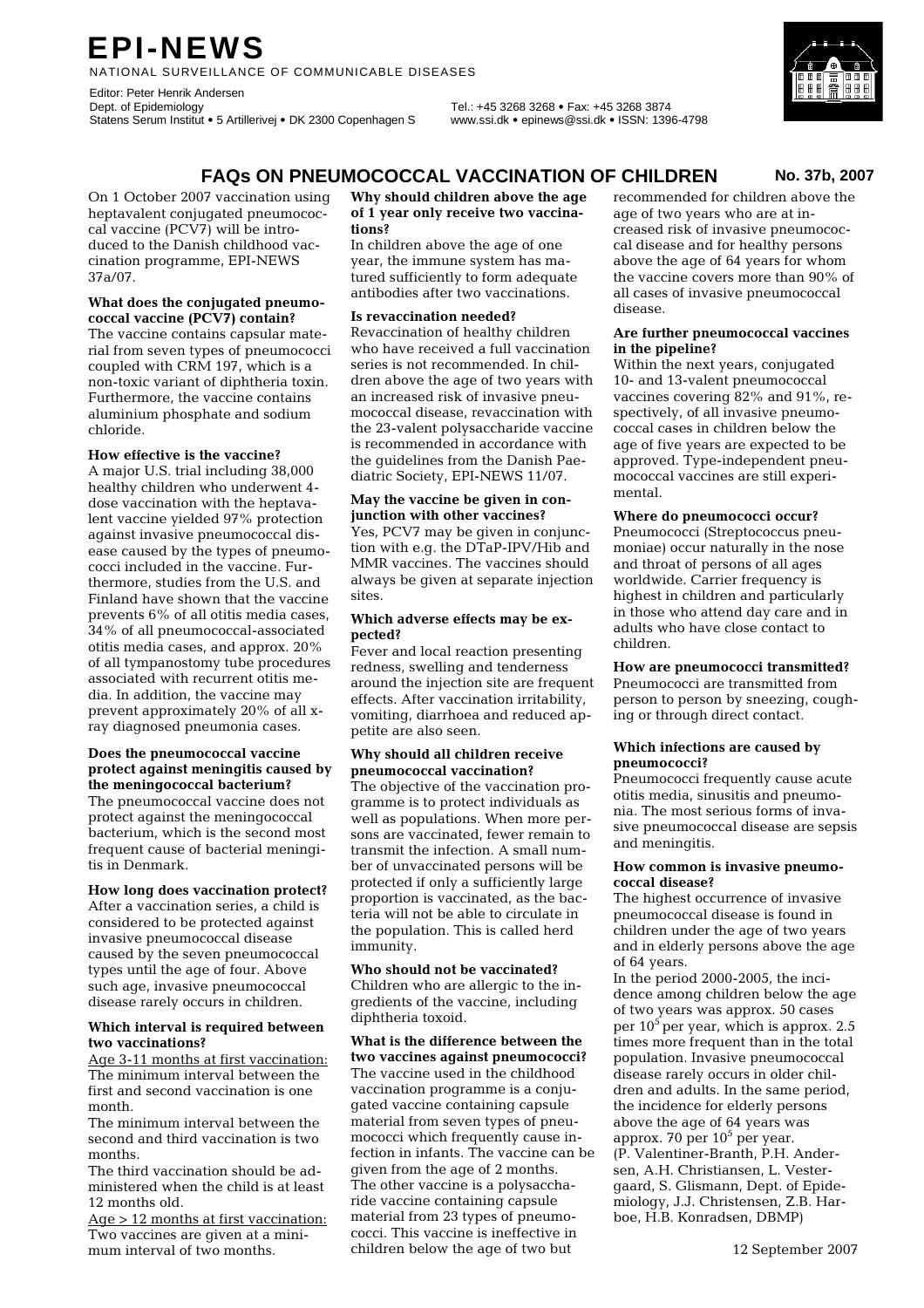# EPI-NEWS

NATIONAL SURVEILLANCE OF COMMUNICABLE DISEASES

Editor: Peter Henrik Andersen
Dept. of Epidemiology
Statens Serum Institut • 5 Artillerivej • DK 2300 Copenhagen S

Tel.: +45 3268 3268 • Fax: +45 3268 3874
www.ssi.dk • epinews@ssi.dk • ISSN: 1396-4798

## FAQs ON PNEUMOCOCCAL VACCINATION OF CHILDREN

**No. 37b, 2007**

On 1 October 2007 vaccination using heptavalent conjugated pneumococcal vaccine (PCV7) will be introduced to the Danish childhood vaccination programme, EPI-NEWS 37a/07.

**What does the conjugated pneumococcal vaccine (PCV7) contain?**

The vaccine contains capsular material from seven types of pneumococci coupled with CRM 197, which is a non-toxic variant of diphtheria toxin. Furthermore, the vaccine contains aluminium phosphate and sodium chloride.

**How effective is the vaccine?**

A major U.S. trial including 38,000 healthy children who underwent 4-dose vaccination with the heptavalent vaccine yielded 97% protection against invasive pneumococcal disease caused by the types of pneumococci included in the vaccine. Furthermore, studies from the U.S. and Finland have shown that the vaccine prevents 6% of all otitis media cases, 34% of all pneumococcal-associated otitis media cases, and approx. 20% of all tympanostomy tube procedures associated with recurrent otitis media. In addition, the vaccine may prevent approximately 20% of all x-ray diagnosed pneumonia cases.

**Does the pneumococcal vaccine protect against meningitis caused by the meningococcal bacterium?**

The pneumococcal vaccine does not protect against the meningococcal bacterium, which is the second most frequent cause of bacterial meningitis in Denmark.

**How long does vaccination protect?**

After a vaccination series, a child is considered to be protected against invasive pneumococcal disease caused by the seven pneumococcal types until the age of four. Above such age, invasive pneumococcal disease rarely occurs in children.

**Which interval is required between two vaccinations?**

Age 3-11 months at first vaccination:
The minimum interval between the first and second vaccination is one month.
The minimum interval between the second and third vaccination is two months.
The third vaccination should be administered when the child is at least 12 months old.
Age > 12 months at first vaccination:
Two vaccines are given at a minimum interval of two months.

**Why should children above the age of 1 year only receive two vaccinations?**

In children above the age of one year, the immune system has matured sufficiently to form adequate antibodies after two vaccinations.

**Is revaccination needed?**

Revaccination of healthy children who have received a full vaccination series is not recommended. In children above the age of two years with an increased risk of invasive pneumococcal disease, revaccination with the 23-valent polysaccharide vaccine is recommended in accordance with the guidelines from the Danish Paediatric Society, EPI-NEWS 11/07.

**May the vaccine be given in conjunction with other vaccines?**

Yes, PCV7 may be given in conjunction with e.g. the DTaP-IPV/Hib and MMR vaccines. The vaccines should always be given at separate injection sites.

**Which adverse effects may be expected?**

Fever and local reaction presenting redness, swelling and tenderness around the injection site are frequent effects. After vaccination irritability, vomiting, diarrhoea and reduced appetite are also seen.

**Why should all children receive pneumococcal vaccination?**

The objective of the vaccination programme is to protect individuals as well as populations. When more persons are vaccinated, fewer remain to transmit the infection. A small number of unvaccinated persons will be protected if only a sufficiently large proportion is vaccinated, as the bacteria will not be able to circulate in the population. This is called herd immunity.

**Who should not be vaccinated?**

Children who are allergic to the ingredients of the vaccine, including diphtheria toxoid.

**What is the difference between the two vaccines against pneumococci?**

The vaccine used in the childhood vaccination programme is a conjugated vaccine containing capsule material from seven types of pneumococci which frequently cause infection in infants. The vaccine can be given from the age of 2 months. The other vaccine is a polysaccharide vaccine containing capsule material from 23 types of pneumococci. This vaccine is ineffective in children below the age of two but recommended for children above the age of two years who are at increased risk of invasive pneumococcal disease and for healthy persons above the age of 64 years for whom the vaccine covers more than 90% of all cases of invasive pneumococcal disease.

**Are further pneumococcal vaccines in the pipeline?**

Within the next years, conjugated 10- and 13-valent pneumococcal vaccines covering 82% and 91%, respectively, of all invasive pneumococcal cases in children below the age of five years are expected to be approved. Type-independent pneumococcal vaccines are still experimental.

**Where do pneumococci occur?**

Pneumococci (Streptococcus pneumoniae) occur naturally in the nose and throat of persons of all ages worldwide. Carrier frequency is highest in children and particularly in those who attend day care and in adults who have close contact to children.

**How are pneumococci transmitted?**

Pneumococci are transmitted from person to person by sneezing, coughing or through direct contact.

**Which infections are caused by pneumococci?**

Pneumococci frequently cause acute otitis media, sinusitis and pneumonia. The most serious forms of invasive pneumococcal disease are sepsis and meningitis.

**How common is invasive pneumococcal disease?**

The highest occurrence of invasive pneumococcal disease is found in children under the age of two years and in elderly persons above the age of 64 years.
In the period 2000-2005, the incidence among children below the age of two years was approx. 50 cases per $10^5$ per year, which is approx. 2.5 times more frequent than in the total population. Invasive pneumococcal disease rarely occurs in older children and adults. In the same period, the incidence for elderly persons above the age of 64 years was approx. 70 per $10^5$ per year.
(P. Valentiner-Branth, P.H. Andersen, A.H. Christiansen, L. Vestergaard, S. Glismann, Dept. of Epidemiology, J.J. Christensen, Z.B. Harboe, H.B. Konradsen, DBMP)

12 September 2007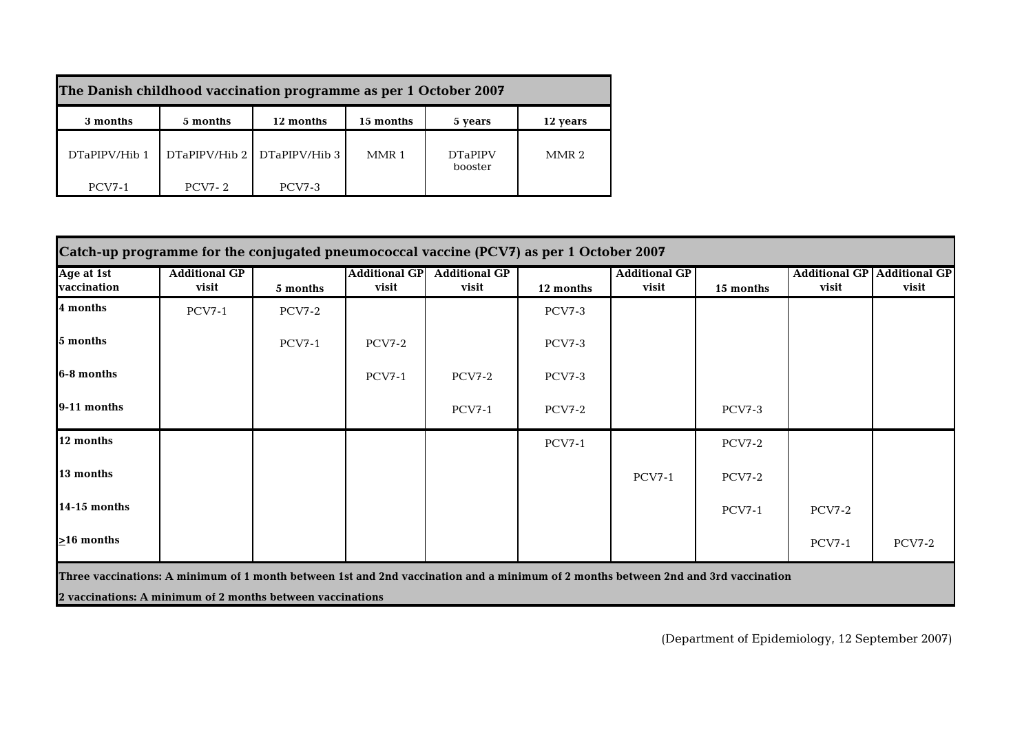| The Danish childhood vaccination programme as per 1 October 2007 | | | | | |
|---|---|---|---|---|---|
| **3 months** | **5 months** | **12 months** | **15 months** | **5 years** | **12 years** |
| DTaPIPV/Hib 1<br>PCV7-1 | DTaPIPV/Hib 2<br>PCV7- 2 | DTaPIPV/Hib 3<br>PCV7-3 | MMR 1 | DTaPIPV booster | MMR 2 |

| Catch-up programme for the conjugated pneumococcal vaccine (PCV7) as per 1 October 2007 | | | | | | | | | |
|---|---|---|---|---|---|---|---|---|---|
| **Age at 1st vaccination** | **Additional GP visit** | **5 months** | **Additional GP visit** | **Additional GP visit** | **12 months** | **Additional GP visit** | **15 months** | **Additional GP visit** | **Additional GP visit** |
| **4 months** | PCV7-1 | PCV7-2 | | | PCV7-3 | | | | |
| **5 months** | | PCV7-1 | PCV7-2 | | PCV7-3 | | | | |
| **6-8 months** | | | PCV7-1 | PCV7-2 | PCV7-3 | | | | |
| **9-11 months** | | | | PCV7-1 | PCV7-2 | | PCV7-3 | | |
| **12 months** | | | | | PCV7-1 | | PCV7-2 | | |
| **13 months** | | | | | | PCV7-1 | PCV7-2 | | |
| **14-15 months** | | | | | | | PCV7-1 | PCV7-2 | |
| **≥16 months** | | | | | | | | PCV7-1 | PCV7-2 |
| **Three vaccinations: A minimum of 1 month between 1st and 2nd vaccination and a minimum of 2 months between 2nd and 3rd vaccination** | | | | | | | | | |
| **2 vaccinations: A minimum of 2 months between vaccinations** | | | | | | | | | |

(Department of Epidemiology, 12 September 2007)